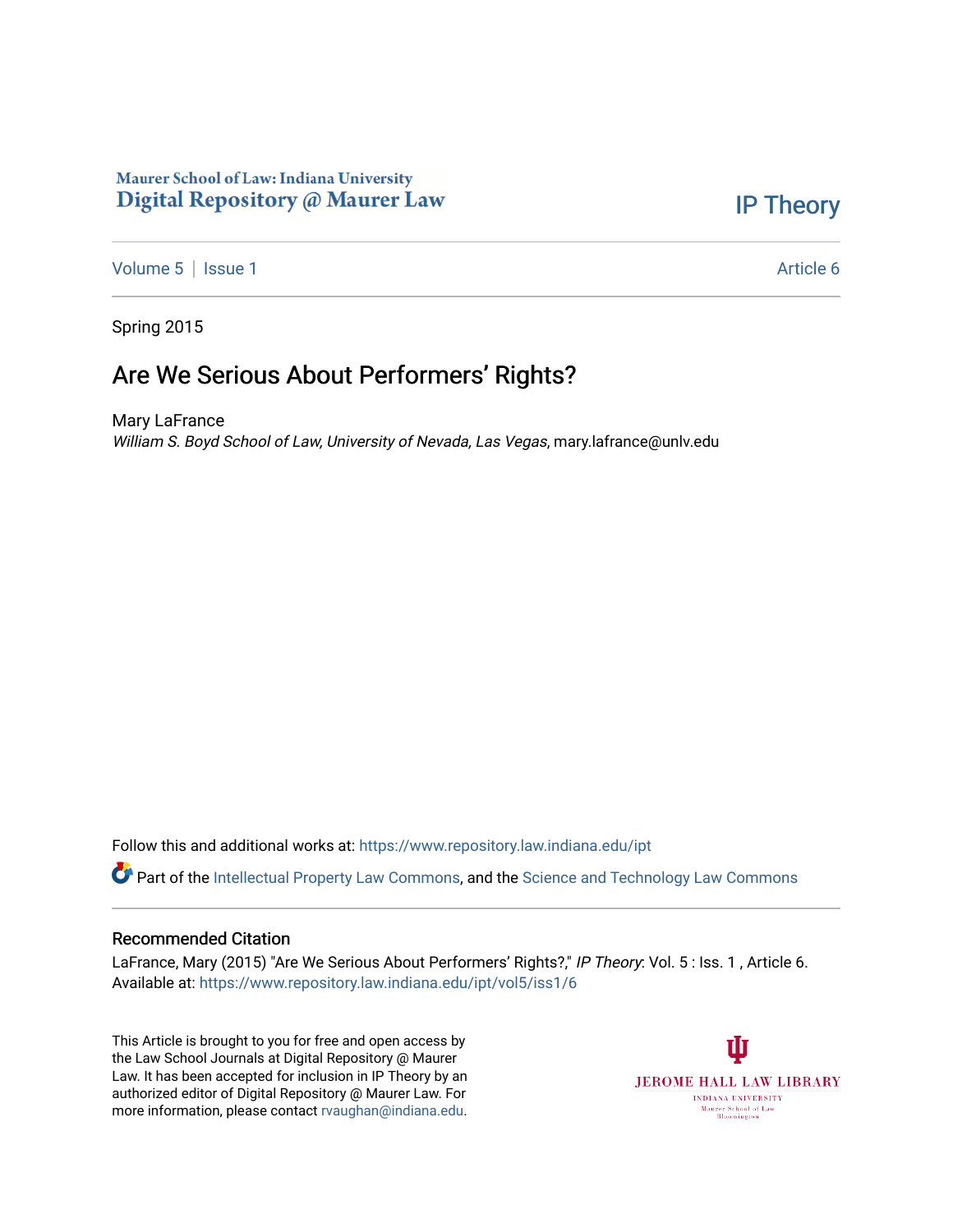Maurer School of Law: Indiana University
Digital Repository @ Maurer Law

IP Theory

Volume 5 | Issue 1 — Article 6

Spring 2015

# Are We Serious About Performers' Rights?

Mary LaFrance
*William S. Boyd School of Law, University of Nevada, Las Vegas*, mary.lafrance@unlv.edu

Follow this and additional works at: https://www.repository.law.indiana.edu/ipt

Part of the Intellectual Property Law Commons, and the Science and Technology Law Commons

## Recommended Citation

LaFrance, Mary (2015) "Are We Serious About Performers' Rights?," *IP Theory*: Vol. 5 : Iss. 1 , Article 6.
Available at: https://www.repository.law.indiana.edu/ipt/vol5/iss1/6

This Article is brought to you for free and open access by the Law School Journals at Digital Repository @ Maurer Law. It has been accepted for inclusion in IP Theory by an authorized editor of Digital Repository @ Maurer Law. For more information, please contact rvaughan@indiana.edu.

JEROME HALL LAW LIBRARY
INDIANA UNIVERSITY
Maurer School of Law
Bloomington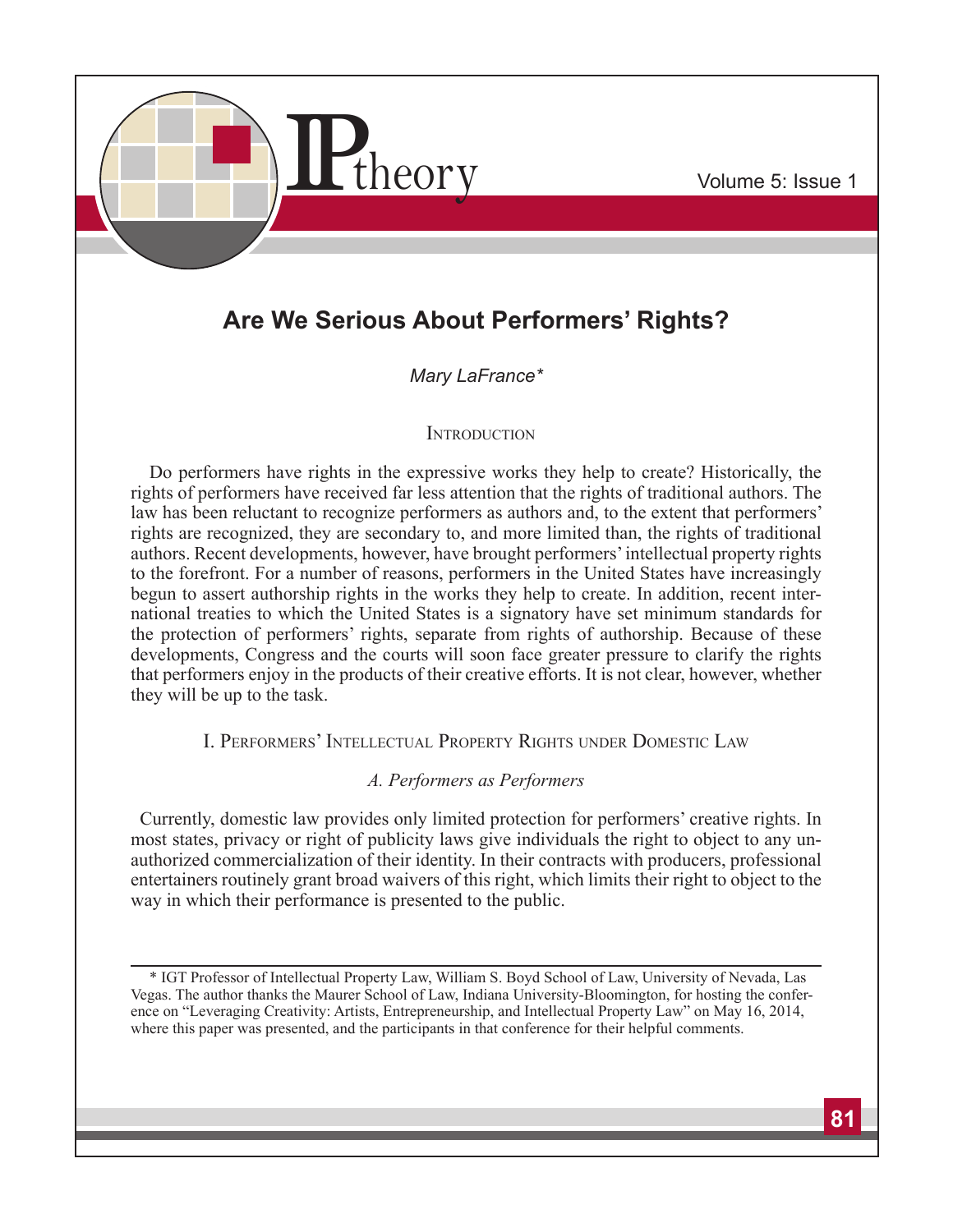# Are We Serious About Performers' Rights?

*Mary LaFrance**

## Introduction

Do performers have rights in the expressive works they help to create? Historically, the rights of performers have received far less attention that the rights of traditional authors. The law has been reluctant to recognize performers as authors and, to the extent that performers' rights are recognized, they are secondary to, and more limited than, the rights of traditional authors. Recent developments, however, have brought performers' intellectual property rights to the forefront. For a number of reasons, performers in the United States have increasingly begun to assert authorship rights in the works they help to create. In addition, recent international treaties to which the United States is a signatory have set minimum standards for the protection of performers' rights, separate from rights of authorship. Because of these developments, Congress and the courts will soon face greater pressure to clarify the rights that performers enjoy in the products of their creative efforts. It is not clear, however, whether they will be up to the task.

## I. Performers' Intellectual Property Rights under Domestic Law

### *A. Performers as Performers*

Currently, domestic law provides only limited protection for performers' creative rights. In most states, privacy or right of publicity laws give individuals the right to object to any unauthorized commercialization of their identity. In their contracts with producers, professional entertainers routinely grant broad waivers of this right, which limits their right to object to the way in which their performance is presented to the public.

---

\* IGT Professor of Intellectual Property Law, William S. Boyd School of Law, University of Nevada, Las Vegas. The author thanks the Maurer School of Law, Indiana University-Bloomington, for hosting the conference on "Leveraging Creativity: Artists, Entrepreneurship, and Intellectual Property Law" on May 16, 2014, where this paper was presented, and the participants in that conference for their helpful comments.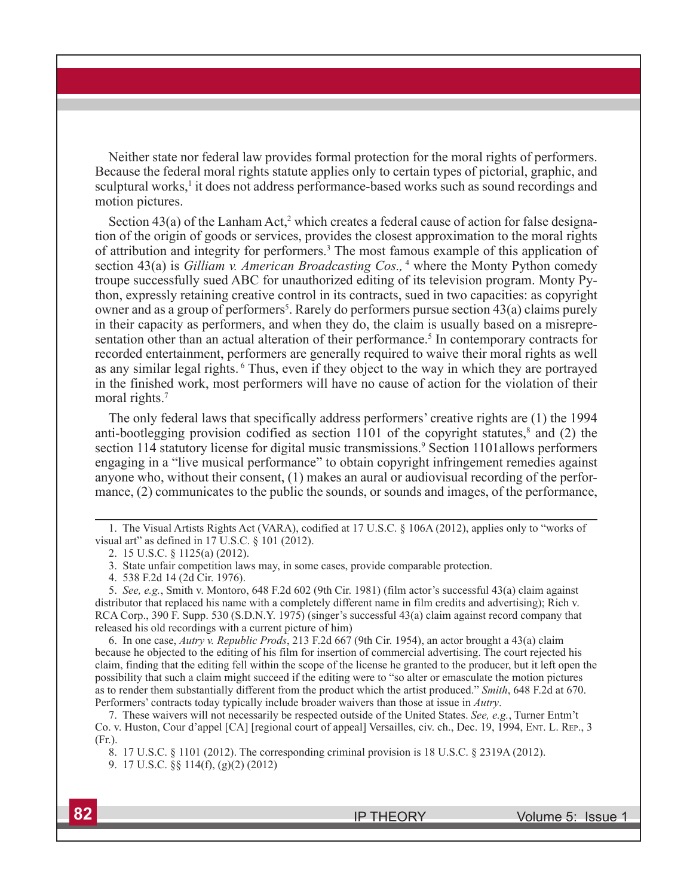Neither state nor federal law provides formal protection for the moral rights of performers. Because the federal moral rights statute applies only to certain types of pictorial, graphic, and sculptural works,[1] it does not address performance-based works such as sound recordings and motion pictures.

Section 43(a) of the Lanham Act,[2] which creates a federal cause of action for false designation of the origin of goods or services, provides the closest approximation to the moral rights of attribution and integrity for performers.[3] The most famous example of this application of section 43(a) is *Gilliam v. American Broadcasting Cos.,*[4] where the Monty Python comedy troupe successfully sued ABC for unauthorized editing of its television program. Monty Python, expressly retaining creative control in its contracts, sued in two capacities: as copyright owner and as a group of performers[5]. Rarely do performers pursue section 43(a) claims purely in their capacity as performers, and when they do, the claim is usually based on a misrepresentation other than an actual alteration of their performance.[5] In contemporary contracts for recorded entertainment, performers are generally required to waive their moral rights as well as any similar legal rights.[6] Thus, even if they object to the way in which they are portrayed in the finished work, most performers will have no cause of action for the violation of their moral rights.[7]

The only federal laws that specifically address performers' creative rights are (1) the 1994 anti-bootlegging provision codified as section 1101 of the copyright statutes,[8] and (2) the section 114 statutory license for digital music transmissions.[9] Section 1101allows performers engaging in a "live musical performance" to obtain copyright infringement remedies against anyone who, without their consent, (1) makes an aural or audiovisual recording of the performance, (2) communicates to the public the sounds, or sounds and images, of the performance,

---

1. The Visual Artists Rights Act (VARA), codified at 17 U.S.C. § 106A (2012), applies only to "works of visual art" as defined in 17 U.S.C. § 101 (2012).

2. 15 U.S.C. § 1125(a) (2012).

3. State unfair competition laws may, in some cases, provide comparable protection.

4. 538 F.2d 14 (2d Cir. 1976).

5. *See, e.g.*, Smith v. Montoro, 648 F.2d 602 (9th Cir. 1981) (film actor's successful 43(a) claim against distributor that replaced his name with a completely different name in film credits and advertising); Rich v. RCA Corp., 390 F. Supp. 530 (S.D.N.Y. 1975) (singer's successful 43(a) claim against record company that released his old recordings with a current picture of him)

6. In one case, *Autry v. Republic Prods*, 213 F.2d 667 (9th Cir. 1954), an actor brought a 43(a) claim because he objected to the editing of his film for insertion of commercial advertising. The court rejected his claim, finding that the editing fell within the scope of the license he granted to the producer, but it left open the possibility that such a claim might succeed if the editing were to "so alter or emasculate the motion pictures as to render them substantially different from the product which the artist produced." *Smith*, 648 F.2d at 670. Performers' contracts today typically include broader waivers than those at issue in *Autry*.

7. These waivers will not necessarily be respected outside of the United States. *See, e.g.*, Turner Entm't Co. v. Huston, Cour d'appel [CA] [regional court of appeal] Versailles, civ. ch., Dec. 19, 1994, Ent. L. Rep., 3 (Fr.).

8. 17 U.S.C. § 1101 (2012). The corresponding criminal provision is 18 U.S.C. § 2319A (2012).

9. 17 U.S.C. §§ 114(f), (g)(2) (2012)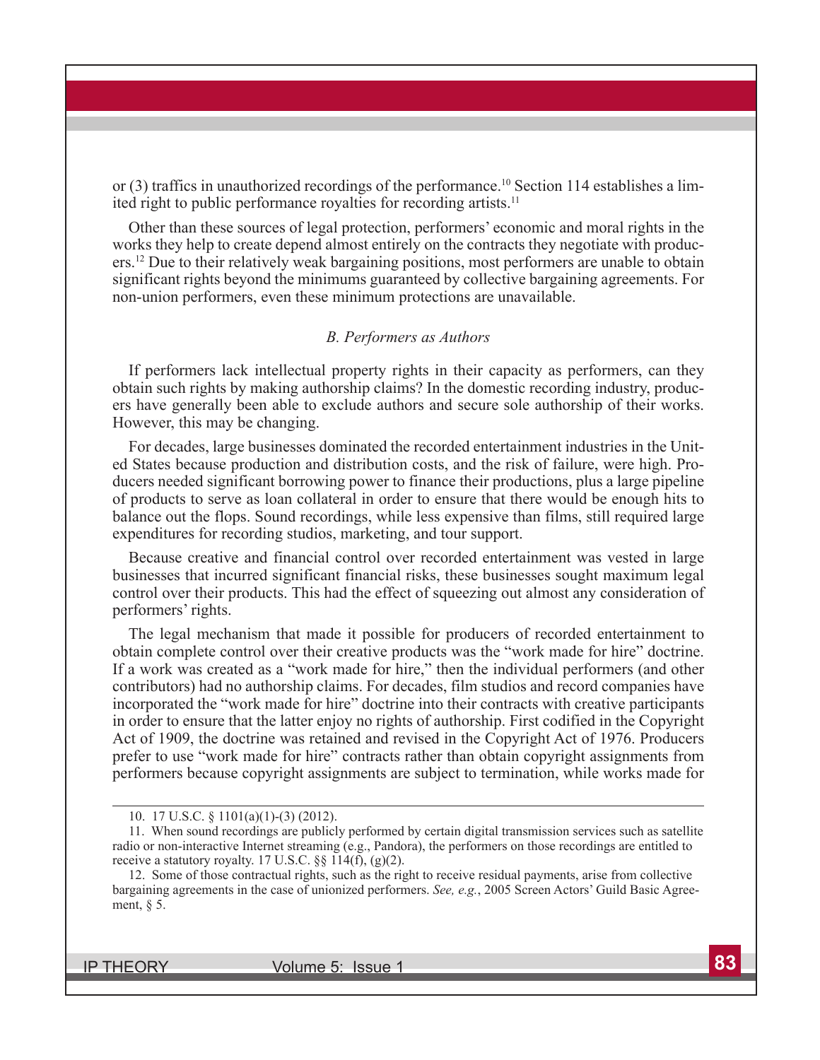or (3) traffics in unauthorized recordings of the performance.[10] Section 114 establishes a limited right to public performance royalties for recording artists.[11]

Other than these sources of legal protection, performers' economic and moral rights in the works they help to create depend almost entirely on the contracts they negotiate with producers.[12] Due to their relatively weak bargaining positions, most performers are unable to obtain significant rights beyond the minimums guaranteed by collective bargaining agreements. For non-union performers, even these minimum protections are unavailable.

### *B. Performers as Authors*

If performers lack intellectual property rights in their capacity as performers, can they obtain such rights by making authorship claims? In the domestic recording industry, producers have generally been able to exclude authors and secure sole authorship of their works. However, this may be changing.

For decades, large businesses dominated the recorded entertainment industries in the United States because production and distribution costs, and the risk of failure, were high. Producers needed significant borrowing power to finance their productions, plus a large pipeline of products to serve as loan collateral in order to ensure that there would be enough hits to balance out the flops. Sound recordings, while less expensive than films, still required large expenditures for recording studios, marketing, and tour support.

Because creative and financial control over recorded entertainment was vested in large businesses that incurred significant financial risks, these businesses sought maximum legal control over their products. This had the effect of squeezing out almost any consideration of performers' rights.

The legal mechanism that made it possible for producers of recorded entertainment to obtain complete control over their creative products was the "work made for hire" doctrine. If a work was created as a "work made for hire," then the individual performers (and other contributors) had no authorship claims. For decades, film studios and record companies have incorporated the "work made for hire" doctrine into their contracts with creative participants in order to ensure that the latter enjoy no rights of authorship. First codified in the Copyright Act of 1909, the doctrine was retained and revised in the Copyright Act of 1976. Producers prefer to use "work made for hire" contracts rather than obtain copyright assignments from performers because copyright assignments are subject to termination, while works made for

---

10. 17 U.S.C. § 1101(a)(1)-(3) (2012).

11. When sound recordings are publicly performed by certain digital transmission services such as satellite radio or non-interactive Internet streaming (e.g., Pandora), the performers on those recordings are entitled to receive a statutory royalty. 17 U.S.C. §§ 114(f), (g)(2).

12. Some of those contractual rights, such as the right to receive residual payments, arise from collective bargaining agreements in the case of unionized performers. *See, e.g.*, 2005 Screen Actors' Guild Basic Agreement, § 5.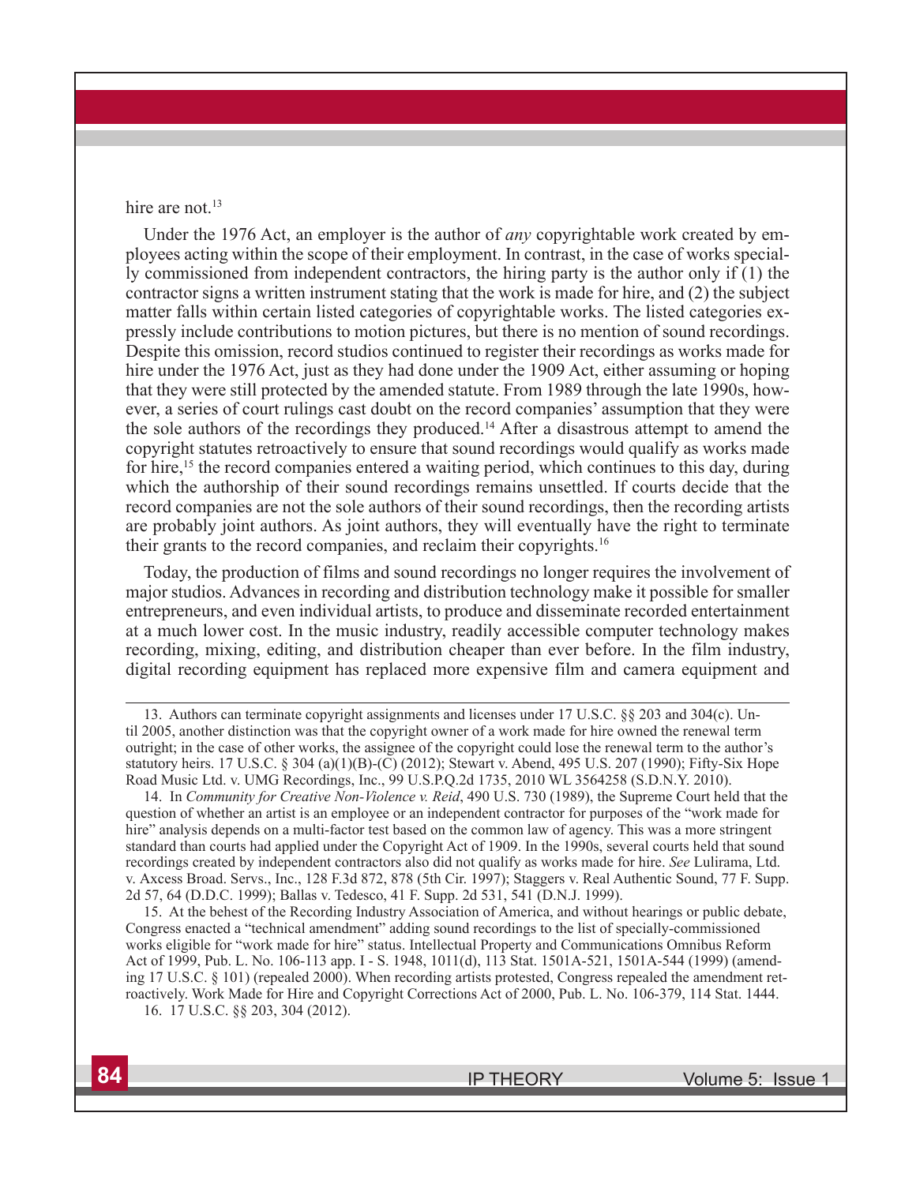hire are not.[13]

Under the 1976 Act, an employer is the author of *any* copyrightable work created by employees acting within the scope of their employment. In contrast, in the case of works specially commissioned from independent contractors, the hiring party is the author only if (1) the contractor signs a written instrument stating that the work is made for hire, and (2) the subject matter falls within certain listed categories of copyrightable works. The listed categories expressly include contributions to motion pictures, but there is no mention of sound recordings. Despite this omission, record studios continued to register their recordings as works made for hire under the 1976 Act, just as they had done under the 1909 Act, either assuming or hoping that they were still protected by the amended statute. From 1989 through the late 1990s, however, a series of court rulings cast doubt on the record companies' assumption that they were the sole authors of the recordings they produced.[14] After a disastrous attempt to amend the copyright statutes retroactively to ensure that sound recordings would qualify as works made for hire,[15] the record companies entered a waiting period, which continues to this day, during which the authorship of their sound recordings remains unsettled. If courts decide that the record companies are not the sole authors of their sound recordings, then the recording artists are probably joint authors. As joint authors, they will eventually have the right to terminate their grants to the record companies, and reclaim their copyrights.[16]

Today, the production of films and sound recordings no longer requires the involvement of major studios. Advances in recording and distribution technology make it possible for smaller entrepreneurs, and even individual artists, to produce and disseminate recorded entertainment at a much lower cost. In the music industry, readily accessible computer technology makes recording, mixing, editing, and distribution cheaper than ever before. In the film industry, digital recording equipment has replaced more expensive film and camera equipment and

---

13. Authors can terminate copyright assignments and licenses under 17 U.S.C. §§ 203 and 304(c). Until 2005, another distinction was that the copyright owner of a work made for hire owned the renewal term outright; in the case of other works, the assignee of the copyright could lose the renewal term to the author's statutory heirs. 17 U.S.C. § 304 (a)(1)(B)-(C) (2012); Stewart v. Abend, 495 U.S. 207 (1990); Fifty-Six Hope Road Music Ltd. v. UMG Recordings, Inc., 99 U.S.P.Q.2d 1735, 2010 WL 3564258 (S.D.N.Y. 2010).

14. In *Community for Creative Non-Violence v. Reid*, 490 U.S. 730 (1989), the Supreme Court held that the question of whether an artist is an employee or an independent contractor for purposes of the "work made for hire" analysis depends on a multi-factor test based on the common law of agency. This was a more stringent standard than courts had applied under the Copyright Act of 1909. In the 1990s, several courts held that sound recordings created by independent contractors also did not qualify as works made for hire. *See* Lulirama, Ltd. v. Axcess Broad. Servs., Inc., 128 F.3d 872, 878 (5th Cir. 1997); Staggers v. Real Authentic Sound, 77 F. Supp. 2d 57, 64 (D.D.C. 1999); Ballas v. Tedesco, 41 F. Supp. 2d 531, 541 (D.N.J. 1999).

15. At the behest of the Recording Industry Association of America, and without hearings or public debate, Congress enacted a "technical amendment" adding sound recordings to the list of specially-commissioned works eligible for "work made for hire" status. Intellectual Property and Communications Omnibus Reform Act of 1999, Pub. L. No. 106-113 app. I - S. 1948, 1011(d), 113 Stat. 1501A-521, 1501A-544 (1999) (amending 17 U.S.C. § 101) (repealed 2000). When recording artists protested, Congress repealed the amendment retroactively. Work Made for Hire and Copyright Corrections Act of 2000, Pub. L. No. 106-379, 114 Stat. 1444.

16. 17 U.S.C. §§ 203, 304 (2012).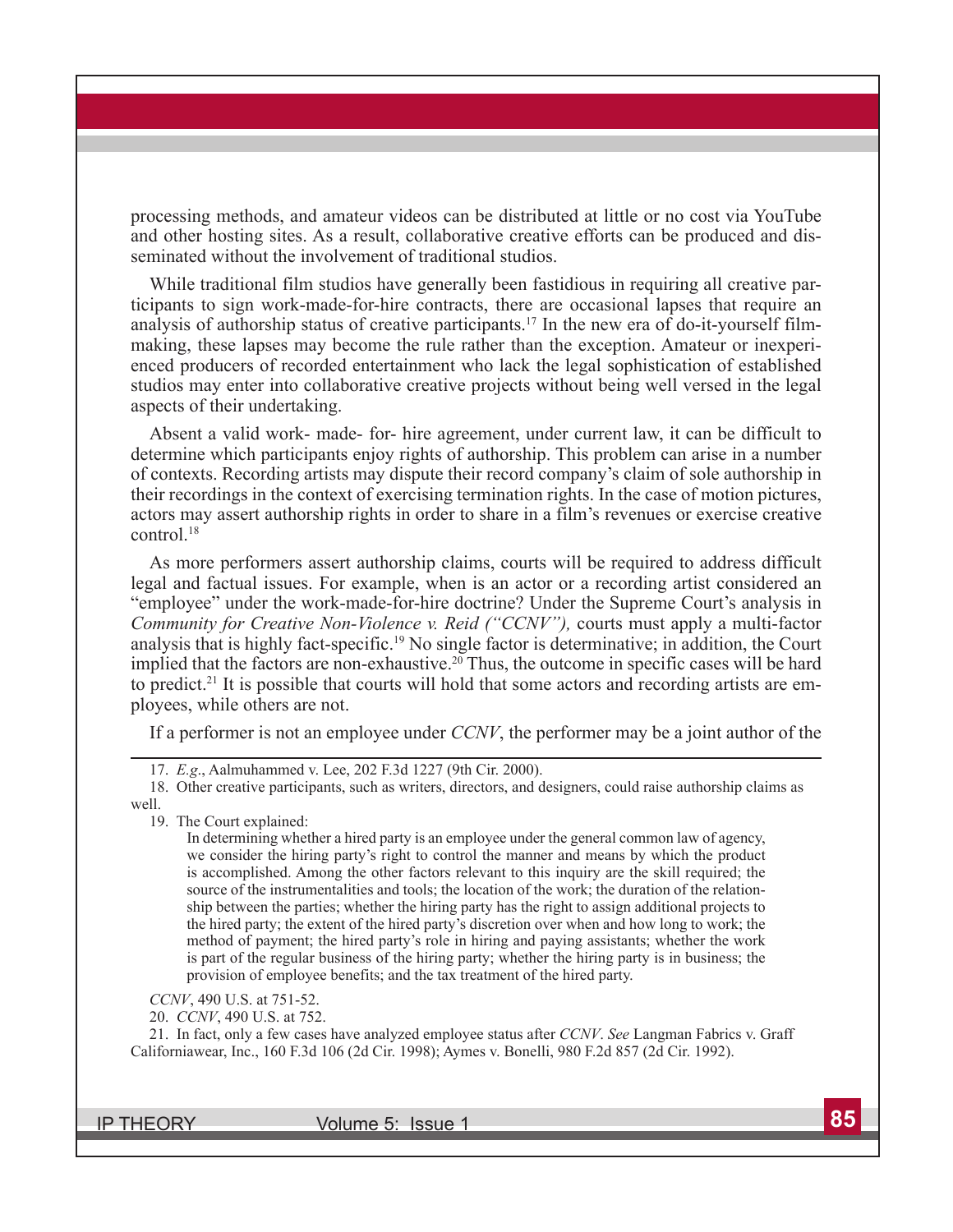processing methods, and amateur videos can be distributed at little or no cost via YouTube and other hosting sites. As a result, collaborative creative efforts can be produced and disseminated without the involvement of traditional studios.

While traditional film studios have generally been fastidious in requiring all creative participants to sign work-made-for-hire contracts, there are occasional lapses that require an analysis of authorship status of creative participants.[17] In the new era of do-it-yourself filmmaking, these lapses may become the rule rather than the exception. Amateur or inexperienced producers of recorded entertainment who lack the legal sophistication of established studios may enter into collaborative creative projects without being well versed in the legal aspects of their undertaking.

Absent a valid work- made- for- hire agreement, under current law, it can be difficult to determine which participants enjoy rights of authorship. This problem can arise in a number of contexts. Recording artists may dispute their record company's claim of sole authorship in their recordings in the context of exercising termination rights. In the case of motion pictures, actors may assert authorship rights in order to share in a film's revenues or exercise creative control.[18]

As more performers assert authorship claims, courts will be required to address difficult legal and factual issues. For example, when is an actor or a recording artist considered an "employee" under the work-made-for-hire doctrine? Under the Supreme Court's analysis in *Community for Creative Non-Violence v. Reid ("CCNV"),* courts must apply a multi-factor analysis that is highly fact-specific.[19] No single factor is determinative; in addition, the Court implied that the factors are non-exhaustive.[20] Thus, the outcome in specific cases will be hard to predict.[21] It is possible that courts will hold that some actors and recording artists are employees, while others are not.

If a performer is not an employee under *CCNV*, the performer may be a joint author of the

---

17. *E.g*., Aalmuhammed v. Lee, 202 F.3d 1227 (9th Cir. 2000).

18. Other creative participants, such as writers, directors, and designers, could raise authorship claims as well.

19. The Court explained:

> In determining whether a hired party is an employee under the general common law of agency, we consider the hiring party's right to control the manner and means by which the product is accomplished. Among the other factors relevant to this inquiry are the skill required; the source of the instrumentalities and tools; the location of the work; the duration of the relationship between the parties; whether the hiring party has the right to assign additional projects to the hired party; the extent of the hired party's discretion over when and how long to work; the method of payment; the hired party's role in hiring and paying assistants; whether the work is part of the regular business of the hiring party; whether the hiring party is in business; the provision of employee benefits; and the tax treatment of the hired party.

*CCNV*, 490 U.S. at 751-52.

20. *CCNV*, 490 U.S. at 752.

21. In fact, only a few cases have analyzed employee status after *CCNV*. *See* Langman Fabrics v. Graff Californiawear, Inc., 160 F.3d 106 (2d Cir. 1998); Aymes v. Bonelli, 980 F.2d 857 (2d Cir. 1992).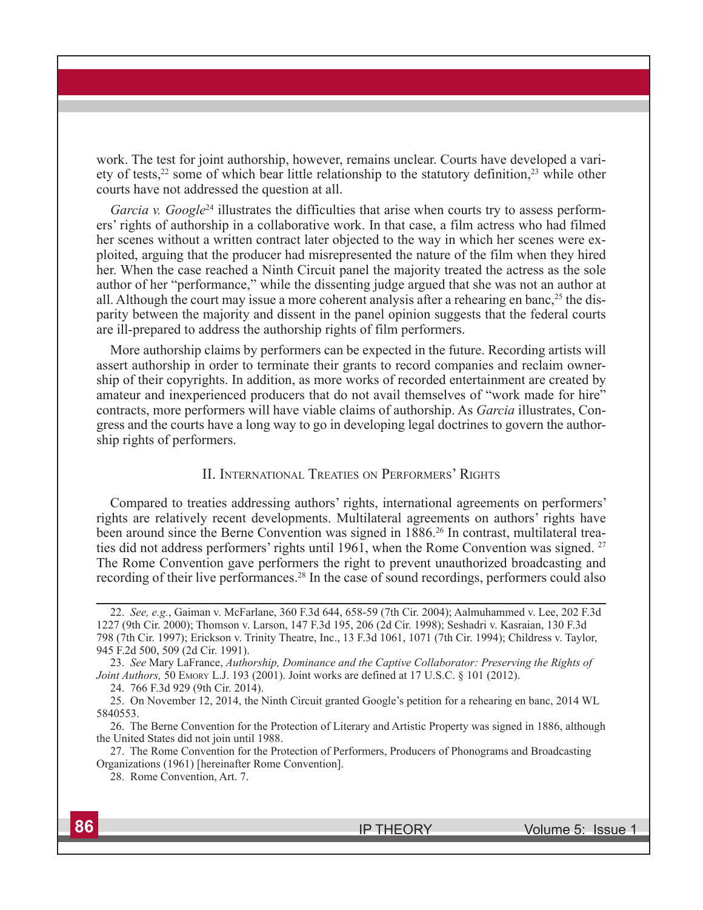work. The test for joint authorship, however, remains unclear. Courts have developed a variety of tests,[22] some of which bear little relationship to the statutory definition,[23] while other courts have not addressed the question at all.

*Garcia v. Google*[24] illustrates the difficulties that arise when courts try to assess performers' rights of authorship in a collaborative work. In that case, a film actress who had filmed her scenes without a written contract later objected to the way in which her scenes were exploited, arguing that the producer had misrepresented the nature of the film when they hired her. When the case reached a Ninth Circuit panel the majority treated the actress as the sole author of her "performance," while the dissenting judge argued that she was not an author at all. Although the court may issue a more coherent analysis after a rehearing en banc,[25] the disparity between the majority and dissent in the panel opinion suggests that the federal courts are ill-prepared to address the authorship rights of film performers.

More authorship claims by performers can be expected in the future. Recording artists will assert authorship in order to terminate their grants to record companies and reclaim ownership of their copyrights. In addition, as more works of recorded entertainment are created by amateur and inexperienced producers that do not avail themselves of "work made for hire" contracts, more performers will have viable claims of authorship. As *Garcia* illustrates, Congress and the courts have a long way to go in developing legal doctrines to govern the authorship rights of performers.

## II. International Treaties on Performers' Rights

Compared to treaties addressing authors' rights, international agreements on performers' rights are relatively recent developments. Multilateral agreements on authors' rights have been around since the Berne Convention was signed in 1886.[26] In contrast, multilateral treaties did not address performers' rights until 1961, when the Rome Convention was signed.[27] The Rome Convention gave performers the right to prevent unauthorized broadcasting and recording of their live performances.[28] In the case of sound recordings, performers could also

---

22. *See, e.g.*, Gaiman v. McFarlane, 360 F.3d 644, 658-59 (7th Cir. 2004); Aalmuhammed v. Lee, 202 F.3d 1227 (9th Cir. 2000); Thomson v. Larson, 147 F.3d 195, 206 (2d Cir. 1998); Seshadri v. Kasraian, 130 F.3d 798 (7th Cir. 1997); Erickson v. Trinity Theatre, Inc., 13 F.3d 1061, 1071 (7th Cir. 1994); Childress v. Taylor, 945 F.2d 500, 509 (2d Cir. 1991).

23. *See* Mary LaFrance, *Authorship, Dominance and the Captive Collaborator: Preserving the Rights of Joint Authors,* 50 Emory L.J. 193 (2001). Joint works are defined at 17 U.S.C. § 101 (2012).

24. 766 F.3d 929 (9th Cir. 2014).

25. On November 12, 2014, the Ninth Circuit granted Google's petition for a rehearing en banc, 2014 WL 5840553.

26. The Berne Convention for the Protection of Literary and Artistic Property was signed in 1886, although the United States did not join until 1988.

27. The Rome Convention for the Protection of Performers, Producers of Phonograms and Broadcasting Organizations (1961) [hereinafter Rome Convention].

28. Rome Convention, Art. 7.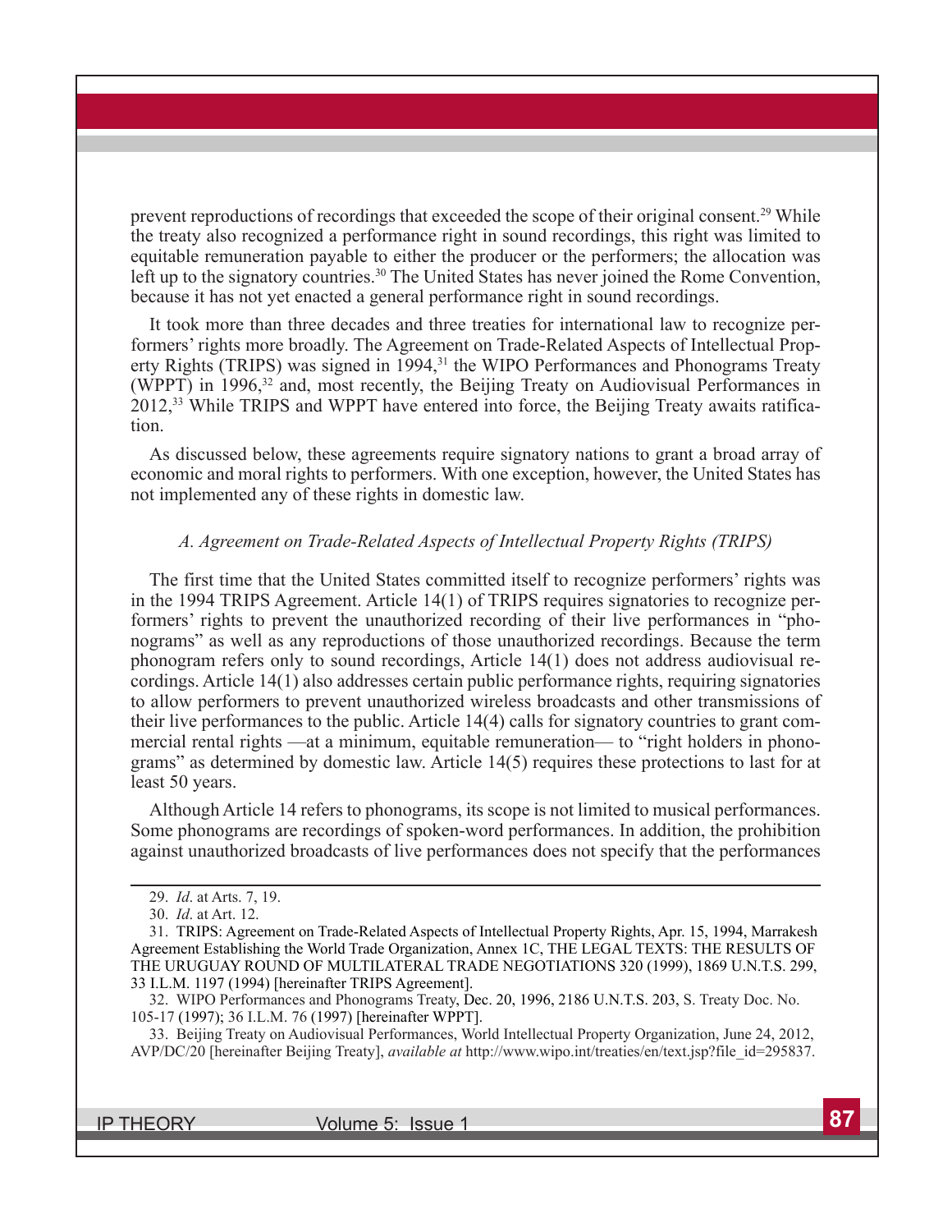prevent reproductions of recordings that exceeded the scope of their original consent.[29] While the treaty also recognized a performance right in sound recordings, this right was limited to equitable remuneration payable to either the producer or the performers; the allocation was left up to the signatory countries.[30] The United States has never joined the Rome Convention, because it has not yet enacted a general performance right in sound recordings.

It took more than three decades and three treaties for international law to recognize performers' rights more broadly. The Agreement on Trade-Related Aspects of Intellectual Property Rights (TRIPS) was signed in 1994,[31] the WIPO Performances and Phonograms Treaty (WPPT) in 1996,[32] and, most recently, the Beijing Treaty on Audiovisual Performances in 2012,[33] While TRIPS and WPPT have entered into force, the Beijing Treaty awaits ratification.

As discussed below, these agreements require signatory nations to grant a broad array of economic and moral rights to performers. With one exception, however, the United States has not implemented any of these rights in domestic law.

### *A. Agreement on Trade-Related Aspects of Intellectual Property Rights (TRIPS)*

The first time that the United States committed itself to recognize performers' rights was in the 1994 TRIPS Agreement. Article 14(1) of TRIPS requires signatories to recognize performers' rights to prevent the unauthorized recording of their live performances in "phonograms" as well as any reproductions of those unauthorized recordings. Because the term phonogram refers only to sound recordings, Article 14(1) does not address audiovisual recordings. Article 14(1) also addresses certain public performance rights, requiring signatories to allow performers to prevent unauthorized wireless broadcasts and other transmissions of their live performances to the public. Article 14(4) calls for signatory countries to grant commercial rental rights —at a minimum, equitable remuneration— to "right holders in phonograms" as determined by domestic law. Article 14(5) requires these protections to last for at least 50 years.

Although Article 14 refers to phonograms, its scope is not limited to musical performances. Some phonograms are recordings of spoken-word performances. In addition, the prohibition against unauthorized broadcasts of live performances does not specify that the performances

---

29. *Id*. at Arts. 7, 19.

30. *Id*. at Art. 12.

31. TRIPS: Agreement on Trade-Related Aspects of Intellectual Property Rights, Apr. 15, 1994, Marrakesh Agreement Establishing the World Trade Organization, Annex 1C, THE LEGAL TEXTS: THE RESULTS OF THE URUGUAY ROUND OF MULTILATERAL TRADE NEGOTIATIONS 320 (1999), 1869 U.N.T.S. 299, 33 I.L.M. 1197 (1994) [hereinafter TRIPS Agreement].

32. WIPO Performances and Phonograms Treaty, Dec. 20, 1996, 2186 U.N.T.S. 203, S. Treaty Doc. No. 105-17 (1997); 36 I.L.M. 76 (1997) [hereinafter WPPT].

33. Beijing Treaty on Audiovisual Performances, World Intellectual Property Organization, June 24, 2012, AVP/DC/20 [hereinafter Beijing Treaty], *available at* http://www.wipo.int/treaties/en/text.jsp?file_id=295837.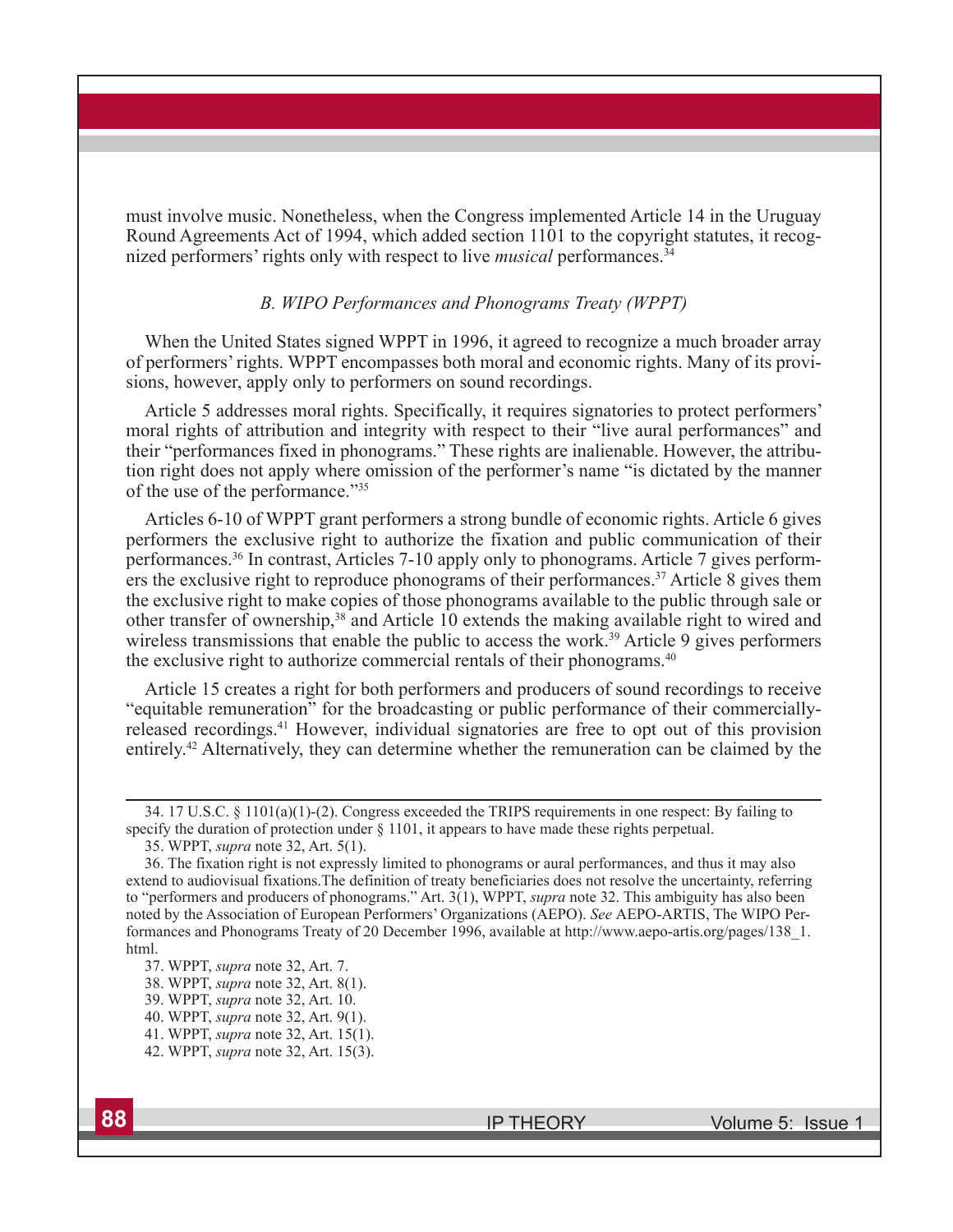must involve music. Nonetheless, when the Congress implemented Article 14 in the Uruguay Round Agreements Act of 1994, which added section 1101 to the copyright statutes, it recognized performers' rights only with respect to live *musical* performances.[34]

### *B. WIPO Performances and Phonograms Treaty (WPPT)*

When the United States signed WPPT in 1996, it agreed to recognize a much broader array of performers' rights. WPPT encompasses both moral and economic rights. Many of its provisions, however, apply only to performers on sound recordings.

Article 5 addresses moral rights. Specifically, it requires signatories to protect performers' moral rights of attribution and integrity with respect to their "live aural performances" and their "performances fixed in phonograms." These rights are inalienable. However, the attribution right does not apply where omission of the performer's name "is dictated by the manner of the use of the performance."[35]

Articles 6-10 of WPPT grant performers a strong bundle of economic rights. Article 6 gives performers the exclusive right to authorize the fixation and public communication of their performances.[36] In contrast, Articles 7-10 apply only to phonograms. Article 7 gives performers the exclusive right to reproduce phonograms of their performances.[37] Article 8 gives them the exclusive right to make copies of those phonograms available to the public through sale or other transfer of ownership,[38] and Article 10 extends the making available right to wired and wireless transmissions that enable the public to access the work.[39] Article 9 gives performers the exclusive right to authorize commercial rentals of their phonograms.[40]

Article 15 creates a right for both performers and producers of sound recordings to receive "equitable remuneration" for the broadcasting or public performance of their commercially-released recordings.[41] However, individual signatories are free to opt out of this provision entirely.[42] Alternatively, they can determine whether the remuneration can be claimed by the

---

34. 17 U.S.C. § 1101(a)(1)-(2). Congress exceeded the TRIPS requirements in one respect: By failing to specify the duration of protection under § 1101, it appears to have made these rights perpetual.

35. WPPT, *supra* note 32, Art. 5(1).

36. The fixation right is not expressly limited to phonograms or aural performances, and thus it may also extend to audiovisual fixations.The definition of treaty beneficiaries does not resolve the uncertainty, referring to "performers and producers of phonograms." Art. 3(1), WPPT, *supra* note 32. This ambiguity has also been noted by the Association of European Performers' Organizations (AEPO). *See* AEPO-ARTIS, The WIPO Performances and Phonograms Treaty of 20 December 1996, available at http://www.aepo-artis.org/pages/138_1.html.

37. WPPT, *supra* note 32, Art. 7.

38. WPPT, *supra* note 32, Art. 8(1).

39. WPPT, *supra* note 32, Art. 10.

40. WPPT, *supra* note 32, Art. 9(1).

41. WPPT, *supra* note 32, Art. 15(1).

42. WPPT, *supra* note 32, Art. 15(3).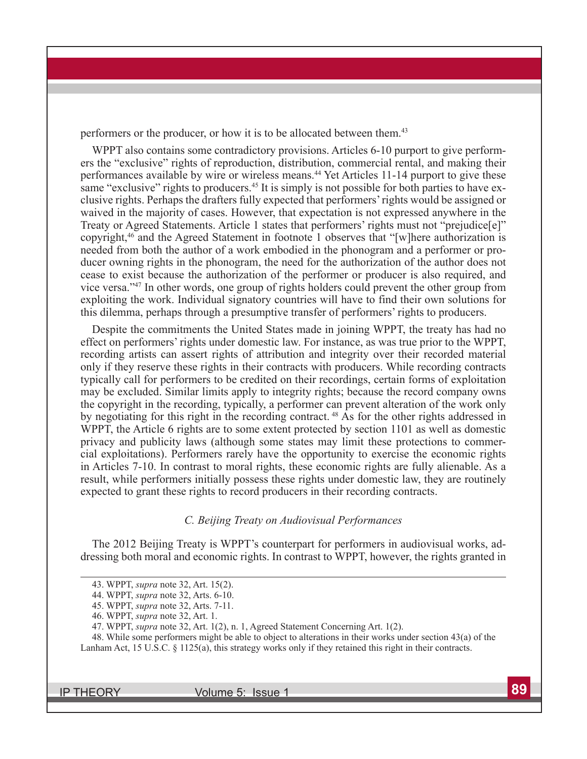performers or the producer, or how it is to be allocated between them.[43]

WPPT also contains some contradictory provisions. Articles 6-10 purport to give performers the "exclusive" rights of reproduction, distribution, commercial rental, and making their performances available by wire or wireless means.[44] Yet Articles 11-14 purport to give these same "exclusive" rights to producers.[45] It is simply is not possible for both parties to have exclusive rights. Perhaps the drafters fully expected that performers' rights would be assigned or waived in the majority of cases. However, that expectation is not expressed anywhere in the Treaty or Agreed Statements. Article 1 states that performers' rights must not "prejudice[e]" copyright,[46] and the Agreed Statement in footnote 1 observes that "[w]here authorization is needed from both the author of a work embodied in the phonogram and a performer or producer owning rights in the phonogram, the need for the authorization of the author does not cease to exist because the authorization of the performer or producer is also required, and vice versa."[47] In other words, one group of rights holders could prevent the other group from exploiting the work. Individual signatory countries will have to find their own solutions for this dilemma, perhaps through a presumptive transfer of performers' rights to producers.

Despite the commitments the United States made in joining WPPT, the treaty has had no effect on performers' rights under domestic law. For instance, as was true prior to the WPPT, recording artists can assert rights of attribution and integrity over their recorded material only if they reserve these rights in their contracts with producers. While recording contracts typically call for performers to be credited on their recordings, certain forms of exploitation may be excluded. Similar limits apply to integrity rights; because the record company owns the copyright in the recording, typically, a performer can prevent alteration of the work only by negotiating for this right in the recording contract.[48] As for the other rights addressed in WPPT, the Article 6 rights are to some extent protected by section 1101 as well as domestic privacy and publicity laws (although some states may limit these protections to commercial exploitations). Performers rarely have the opportunity to exercise the economic rights in Articles 7-10. In contrast to moral rights, these economic rights are fully alienable. As a result, while performers initially possess these rights under domestic law, they are routinely expected to grant these rights to record producers in their recording contracts.

### *C. Beijing Treaty on Audiovisual Performances*

The 2012 Beijing Treaty is WPPT's counterpart for performers in audiovisual works, addressing both moral and economic rights. In contrast to WPPT, however, the rights granted in

---

43. WPPT, *supra* note 32, Art. 15(2).

44. WPPT, *supra* note 32, Arts. 6-10.

45. WPPT, *supra* note 32, Arts. 7-11.

46. WPPT, *supra* note 32, Art. 1.

47. WPPT, *supra* note 32, Art. 1(2), n. 1, Agreed Statement Concerning Art. 1(2).

48. While some performers might be able to object to alterations in their works under section 43(a) of the Lanham Act, 15 U.S.C. § 1125(a), this strategy works only if they retained this right in their contracts.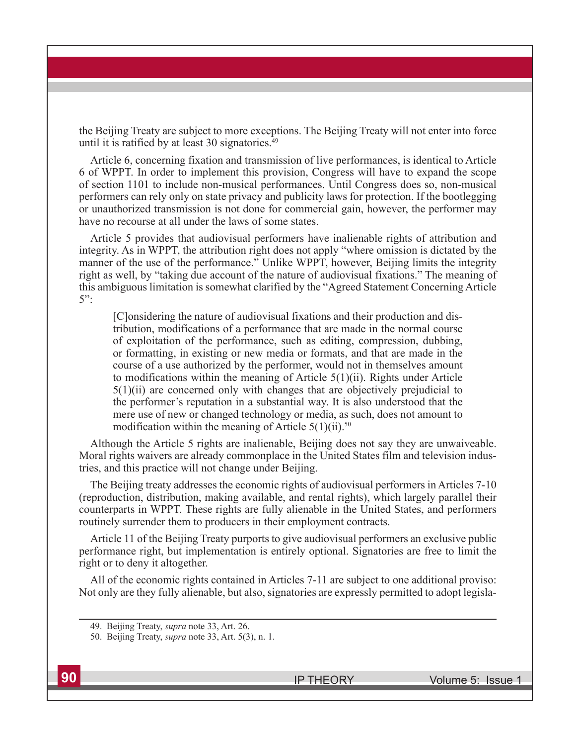the Beijing Treaty are subject to more exceptions. The Beijing Treaty will not enter into force until it is ratified by at least 30 signatories.[49]

Article 6, concerning fixation and transmission of live performances, is identical to Article 6 of WPPT. In order to implement this provision, Congress will have to expand the scope of section 1101 to include non-musical performances. Until Congress does so, non-musical performers can rely only on state privacy and publicity laws for protection. If the bootlegging or unauthorized transmission is not done for commercial gain, however, the performer may have no recourse at all under the laws of some states.

Article 5 provides that audiovisual performers have inalienable rights of attribution and integrity. As in WPPT, the attribution right does not apply "where omission is dictated by the manner of the use of the performance." Unlike WPPT, however, Beijing limits the integrity right as well, by "taking due account of the nature of audiovisual fixations." The meaning of this ambiguous limitation is somewhat clarified by the "Agreed Statement Concerning Article 5":

> [C]onsidering the nature of audiovisual fixations and their production and distribution, modifications of a performance that are made in the normal course of exploitation of the performance, such as editing, compression, dubbing, or formatting, in existing or new media or formats, and that are made in the course of a use authorized by the performer, would not in themselves amount to modifications within the meaning of Article 5(1)(ii). Rights under Article 5(1)(ii) are concerned only with changes that are objectively prejudicial to the performer's reputation in a substantial way. It is also understood that the mere use of new or changed technology or media, as such, does not amount to modification within the meaning of Article 5(1)(ii).[50]

Although the Article 5 rights are inalienable, Beijing does not say they are unwaiveable. Moral rights waivers are already commonplace in the United States film and television industries, and this practice will not change under Beijing.

The Beijing treaty addresses the economic rights of audiovisual performers in Articles 7-10 (reproduction, distribution, making available, and rental rights), which largely parallel their counterparts in WPPT. These rights are fully alienable in the United States, and performers routinely surrender them to producers in their employment contracts.

Article 11 of the Beijing Treaty purports to give audiovisual performers an exclusive public performance right, but implementation is entirely optional. Signatories are free to limit the right or to deny it altogether.

All of the economic rights contained in Articles 7-11 are subject to one additional proviso: Not only are they fully alienable, but also, signatories are expressly permitted to adopt legisla-

---

49. Beijing Treaty, *supra* note 33, Art. 26.

50. Beijing Treaty, *supra* note 33, Art. 5(3), n. 1.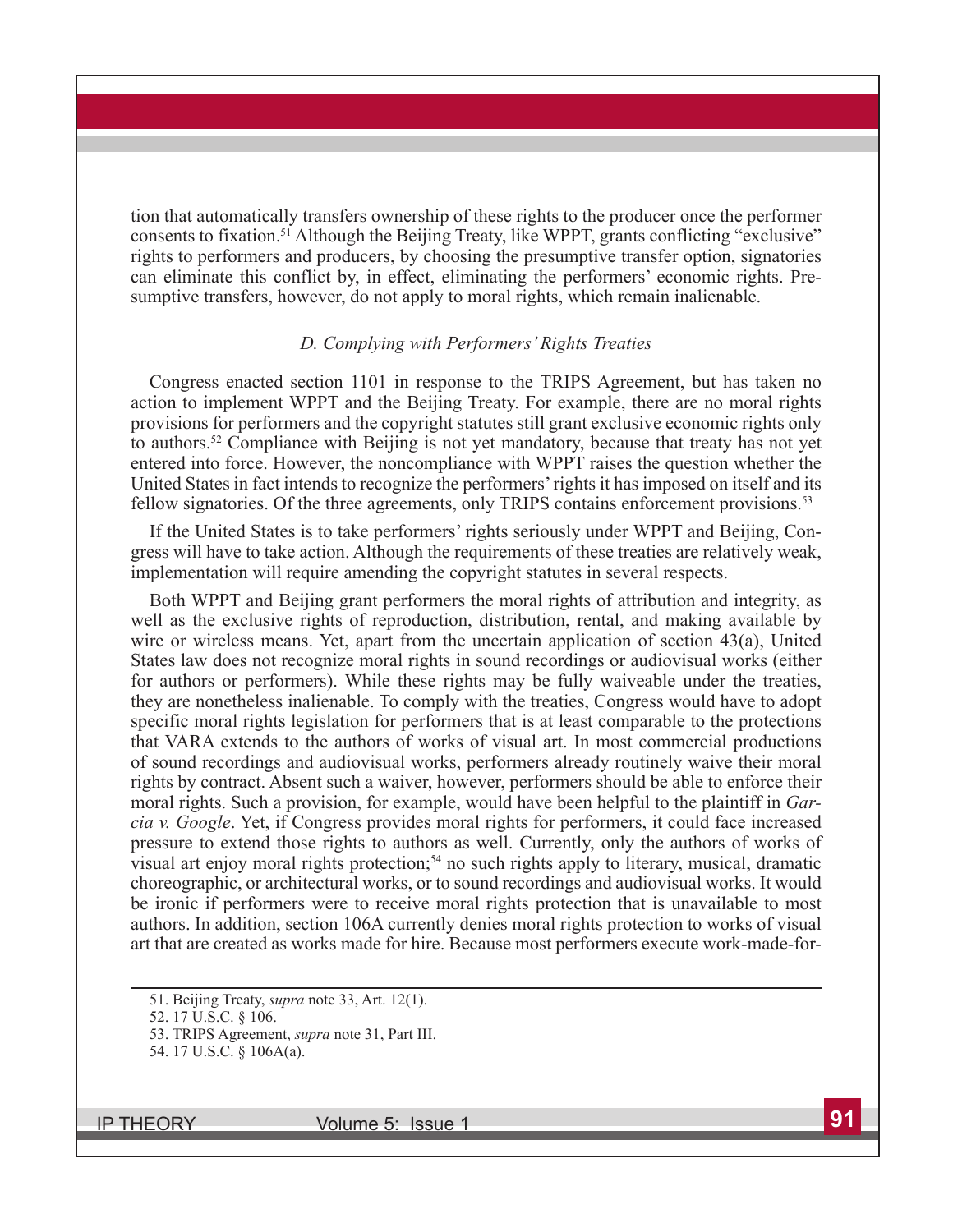tion that automatically transfers ownership of these rights to the producer once the performer consents to fixation.[51] Although the Beijing Treaty, like WPPT, grants conflicting "exclusive" rights to performers and producers, by choosing the presumptive transfer option, signatories can eliminate this conflict by, in effect, eliminating the performers' economic rights. Presumptive transfers, however, do not apply to moral rights, which remain inalienable.

### *D. Complying with Performers' Rights Treaties*

Congress enacted section 1101 in response to the TRIPS Agreement, but has taken no action to implement WPPT and the Beijing Treaty. For example, there are no moral rights provisions for performers and the copyright statutes still grant exclusive economic rights only to authors.[52] Compliance with Beijing is not yet mandatory, because that treaty has not yet entered into force. However, the noncompliance with WPPT raises the question whether the United States in fact intends to recognize the performers' rights it has imposed on itself and its fellow signatories. Of the three agreements, only TRIPS contains enforcement provisions.[53]

If the United States is to take performers' rights seriously under WPPT and Beijing, Congress will have to take action. Although the requirements of these treaties are relatively weak, implementation will require amending the copyright statutes in several respects.

Both WPPT and Beijing grant performers the moral rights of attribution and integrity, as well as the exclusive rights of reproduction, distribution, rental, and making available by wire or wireless means. Yet, apart from the uncertain application of section 43(a), United States law does not recognize moral rights in sound recordings or audiovisual works (either for authors or performers). While these rights may be fully waiveable under the treaties, they are nonetheless inalienable. To comply with the treaties, Congress would have to adopt specific moral rights legislation for performers that is at least comparable to the protections that VARA extends to the authors of works of visual art. In most commercial productions of sound recordings and audiovisual works, performers already routinely waive their moral rights by contract. Absent such a waiver, however, performers should be able to enforce their moral rights. Such a provision, for example, would have been helpful to the plaintiff in *Garcia v. Google*. Yet, if Congress provides moral rights for performers, it could face increased pressure to extend those rights to authors as well. Currently, only the authors of works of visual art enjoy moral rights protection;[54] no such rights apply to literary, musical, dramatic choreographic, or architectural works, or to sound recordings and audiovisual works. It would be ironic if performers were to receive moral rights protection that is unavailable to most authors. In addition, section 106A currently denies moral rights protection to works of visual art that are created as works made for hire. Because most performers execute work-made-for-

---

51. Beijing Treaty, *supra* note 33, Art. 12(1).
52. 17 U.S.C. § 106.
53. TRIPS Agreement, *supra* note 31, Part III.
54. 17 U.S.C. § 106A(a).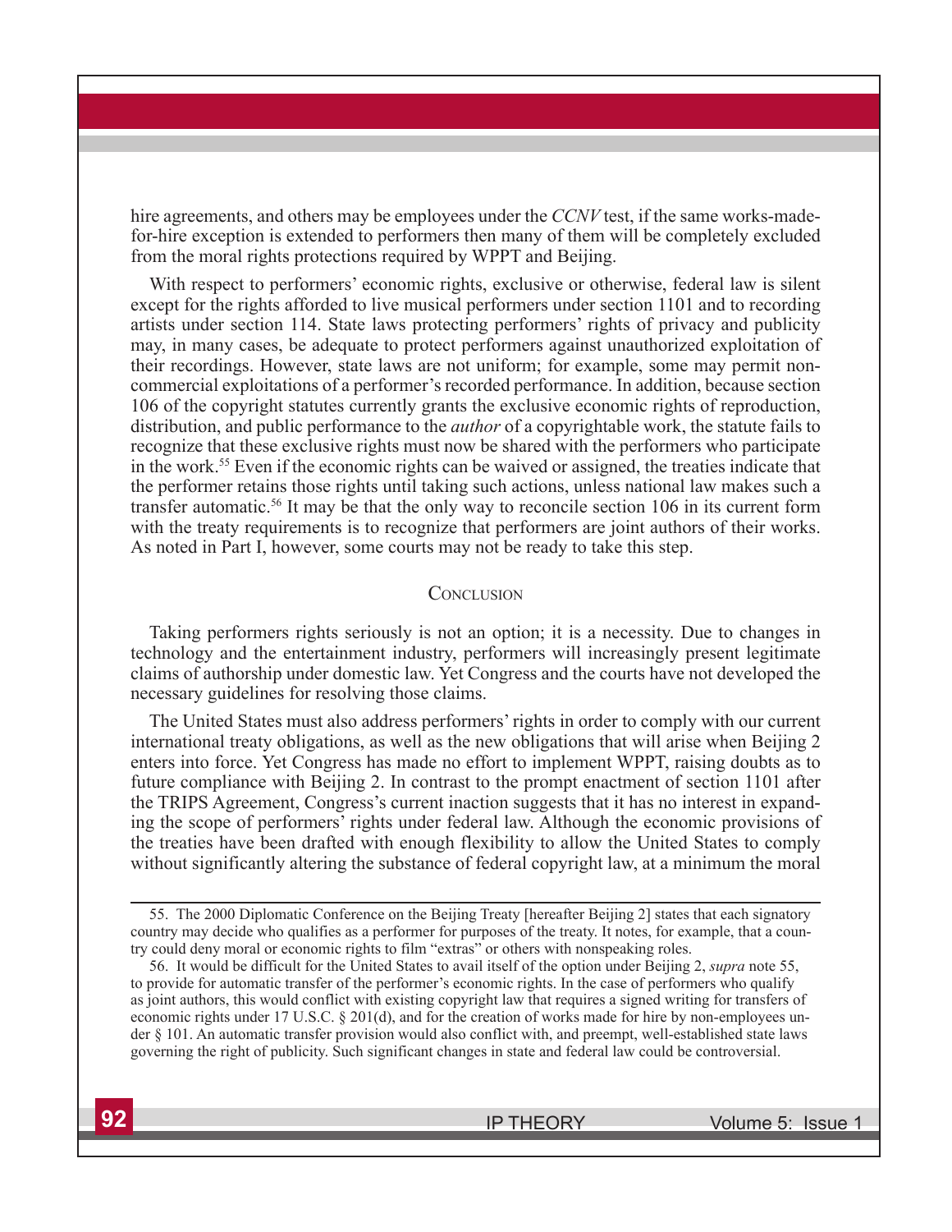hire agreements, and others may be employees under the *CCNV* test, if the same works-made-for-hire exception is extended to performers then many of them will be completely excluded from the moral rights protections required by WPPT and Beijing.

With respect to performers' economic rights, exclusive or otherwise, federal law is silent except for the rights afforded to live musical performers under section 1101 and to recording artists under section 114. State laws protecting performers' rights of privacy and publicity may, in many cases, be adequate to protect performers against unauthorized exploitation of their recordings. However, state laws are not uniform; for example, some may permit noncommercial exploitations of a performer's recorded performance. In addition, because section 106 of the copyright statutes currently grants the exclusive economic rights of reproduction, distribution, and public performance to the *author* of a copyrightable work, the statute fails to recognize that these exclusive rights must now be shared with the performers who participate in the work.[55] Even if the economic rights can be waived or assigned, the treaties indicate that the performer retains those rights until taking such actions, unless national law makes such a transfer automatic.[56] It may be that the only way to reconcile section 106 in its current form with the treaty requirements is to recognize that performers are joint authors of their works. As noted in Part I, however, some courts may not be ready to take this step.

## Conclusion

Taking performers rights seriously is not an option; it is a necessity. Due to changes in technology and the entertainment industry, performers will increasingly present legitimate claims of authorship under domestic law. Yet Congress and the courts have not developed the necessary guidelines for resolving those claims.

The United States must also address performers' rights in order to comply with our current international treaty obligations, as well as the new obligations that will arise when Beijing 2 enters into force. Yet Congress has made no effort to implement WPPT, raising doubts as to future compliance with Beijing 2. In contrast to the prompt enactment of section 1101 after the TRIPS Agreement, Congress's current inaction suggests that it has no interest in expanding the scope of performers' rights under federal law. Although the economic provisions of the treaties have been drafted with enough flexibility to allow the United States to comply without significantly altering the substance of federal copyright law, at a minimum the moral

---

55. The 2000 Diplomatic Conference on the Beijing Treaty [hereafter Beijing 2] states that each signatory country may decide who qualifies as a performer for purposes of the treaty. It notes, for example, that a country could deny moral or economic rights to film "extras" or others with nonspeaking roles.

56. It would be difficult for the United States to avail itself of the option under Beijing 2, *supra* note 55, to provide for automatic transfer of the performer's economic rights. In the case of performers who qualify as joint authors, this would conflict with existing copyright law that requires a signed writing for transfers of economic rights under 17 U.S.C. § 201(d), and for the creation of works made for hire by non-employees under § 101. An automatic transfer provision would also conflict with, and preempt, well-established state laws governing the right of publicity. Such significant changes in state and federal law could be controversial.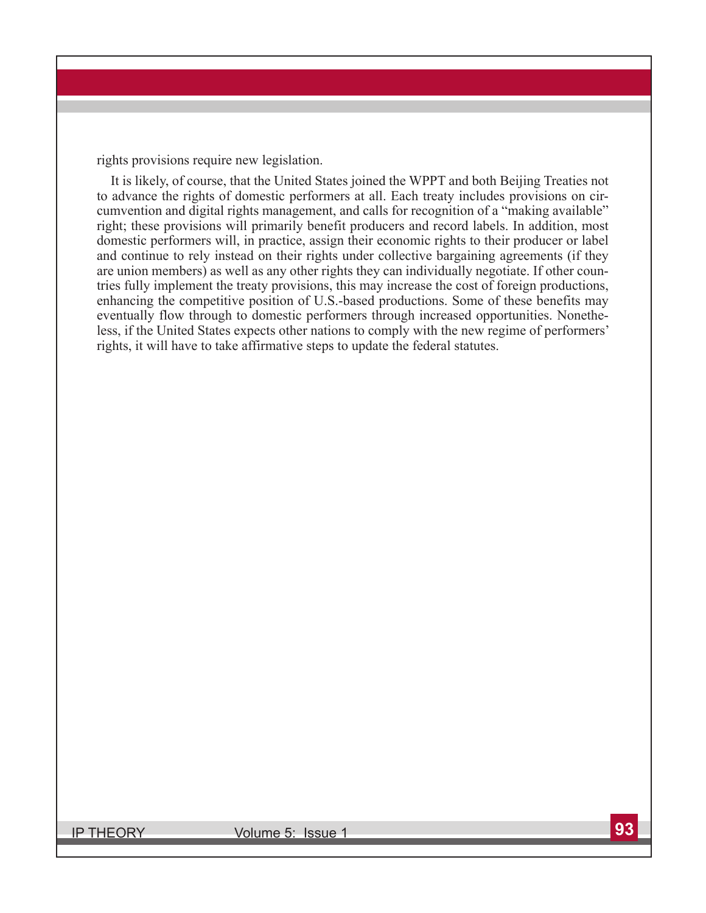rights provisions require new legislation.

It is likely, of course, that the United States joined the WPPT and both Beijing Treaties not to advance the rights of domestic performers at all. Each treaty includes provisions on circumvention and digital rights management, and calls for recognition of a "making available" right; these provisions will primarily benefit producers and record labels. In addition, most domestic performers will, in practice, assign their economic rights to their producer or label and continue to rely instead on their rights under collective bargaining agreements (if they are union members) as well as any other rights they can individually negotiate. If other countries fully implement the treaty provisions, this may increase the cost of foreign productions, enhancing the competitive position of U.S.-based productions. Some of these benefits may eventually flow through to domestic performers through increased opportunities. Nonetheless, if the United States expects other nations to comply with the new regime of performers' rights, it will have to take affirmative steps to update the federal statutes.